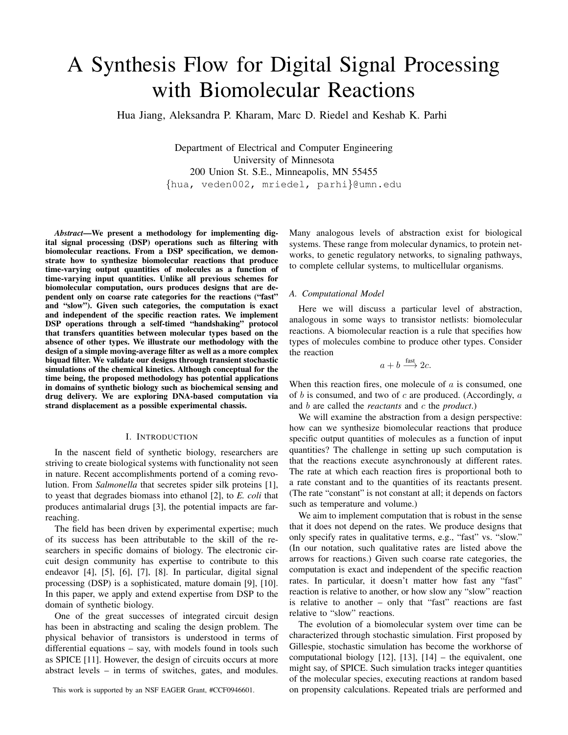# A Synthesis Flow for Digital Signal Processing with Biomolecular Reactions

Hua Jiang, Aleksandra P. Kharam, Marc D. Riedel and Keshab K. Parhi

Department of Electrical and Computer Engineering
University of Minnesota
200 Union St. S.E., Minneapolis, MN 55455
{hua, veden002, mriedel, parhi}@umn.edu

***Abstract*—We present a methodology for implementing digital signal processing (DSP) operations such as filtering with biomolecular reactions. From a DSP specification, we demonstrate how to synthesize biomolecular reactions that produce time-varying output quantities of molecules as a function of time-varying input quantities. Unlike all previous schemes for biomolecular computation, ours produces designs that are dependent only on coarse rate categories for the reactions ("fast" and "slow"). Given such categories, the computation is exact and independent of the specific reaction rates. We implement DSP operations through a self-timed "handshaking" protocol that transfers quantities between molecular types based on the absence of other types. We illustrate our methodology with the design of a simple moving-average filter as well as a more complex biquad filter. We validate our designs through transient stochastic simulations of the chemical kinetics. Although conceptual for the time being, the proposed methodology has potential applications in domains of synthetic biology such as biochemical sensing and drug delivery. We are exploring DNA-based computation via strand displacement as a possible experimental chassis.**

## I. Introduction

In the nascent field of synthetic biology, researchers are striving to create biological systems with functionality not seen in nature. Recent accomplishments portend of a coming revolution. From *Salmonella* that secretes spider silk proteins [1], to yeast that degrades biomass into ethanol [2], to *E. coli* that produces antimalarial drugs [3], the potential impacts are far-reaching.

The field has been driven by experimental expertise; much of its success has been attributable to the skill of the researchers in specific domains of biology. The electronic circuit design community has expertise to contribute to this endeavor [4], [5], [6], [7], [8]. In particular, digital signal processing (DSP) is a sophisticated, mature domain [9], [10]. In this paper, we apply and extend expertise from DSP to the domain of synthetic biology.

One of the great successes of integrated circuit design has been in abstracting and scaling the design problem. The physical behavior of transistors is understood in terms of differential equations – say, with models found in tools such as SPICE [11]. However, the design of circuits occurs at more abstract levels – in terms of switches, gates, and modules. Many analogous levels of abstraction exist for biological systems. These range from molecular dynamics, to protein networks, to genetic regulatory networks, to signaling pathways, to complete cellular systems, to multicellular organisms.

### A. Computational Model

Here we will discuss a particular level of abstraction, analogous in some ways to transistor netlists: biomolecular reactions. A biomolecular reaction is a rule that specifies how types of molecules combine to produce other types. Consider the reaction

$$a + b \xrightarrow{\text{fast}} 2c.$$

When this reaction fires, one molecule of $a$ is consumed, one of $b$ is consumed, and two of $c$ are produced. (Accordingly, $a$ and $b$ are called the *reactants* and $c$ the *product*.)

We will examine the abstraction from a design perspective: how can we synthesize biomolecular reactions that produce specific output quantities of molecules as a function of input quantities? The challenge in setting up such computation is that the reactions execute asynchronously at different rates. The rate at which each reaction fires is proportional both to a rate constant and to the quantities of its reactants present. (The rate "constant" is not constant at all; it depends on factors such as temperature and volume.)

We aim to implement computation that is robust in the sense that it does not depend on the rates. We produce designs that only specify rates in qualitative terms, e.g., "fast" vs. "slow." (In our notation, such qualitative rates are listed above the arrows for reactions.) Given such coarse rate categories, the computation is exact and independent of the specific reaction rates. In particular, it doesn't matter how fast any "fast" reaction is relative to another, or how slow any "slow" reaction is relative to another – only that "fast" reactions are fast relative to "slow" reactions.

The evolution of a biomolecular system over time can be characterized through stochastic simulation. First proposed by Gillespie, stochastic simulation has become the workhorse of computational biology [12], [13], [14] – the equivalent, one might say, of SPICE. Such simulation tracks integer quantities of the molecular species, executing reactions at random based on propensity calculations. Repeated trials are performed and

This work is supported by an NSF EAGER Grant, #CCF0946601.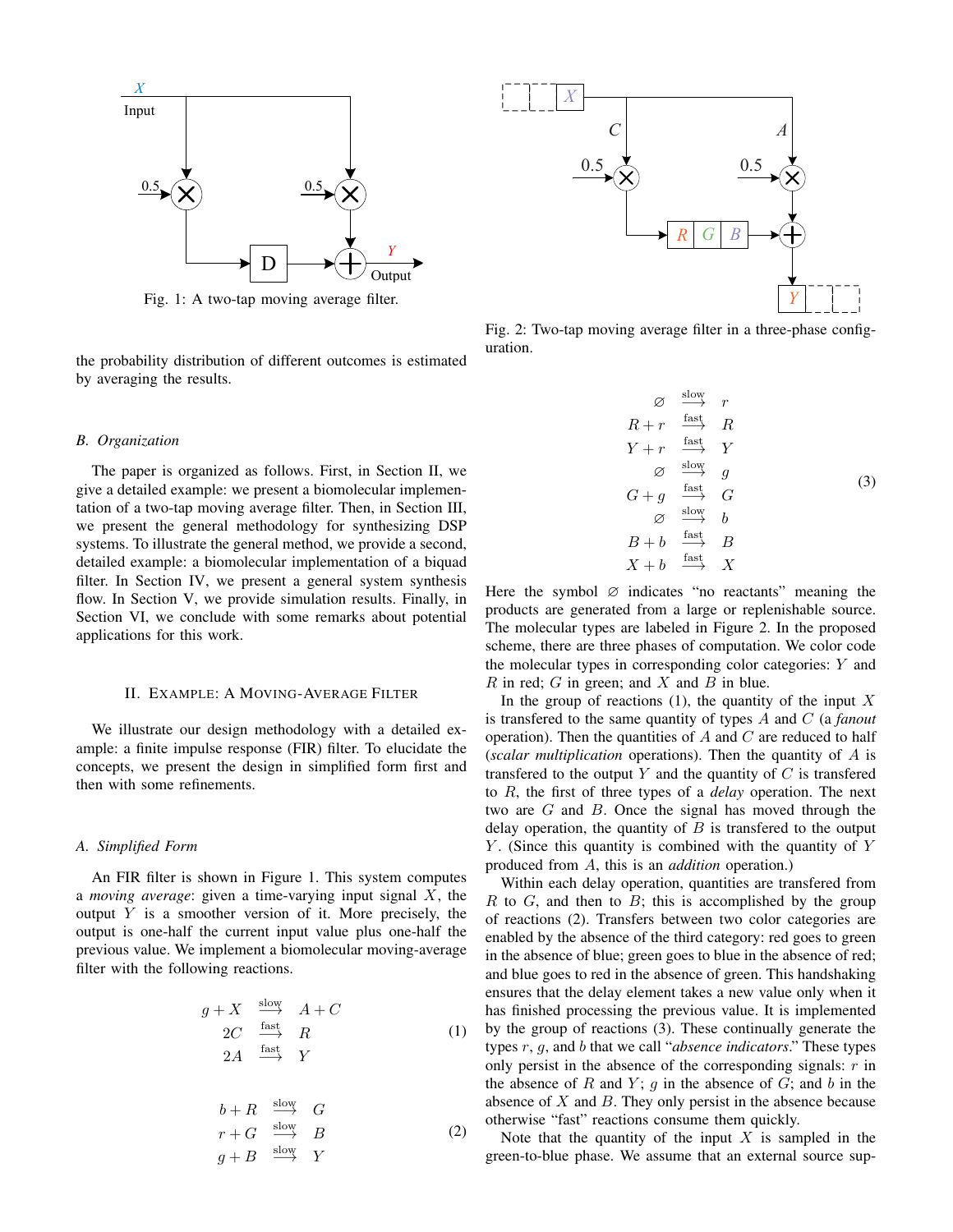Fig. 1: A two-tap moving average filter.

Fig. 2: Two-tap moving average filter in a three-phase configuration.

the probability distribution of different outcomes is estimated by averaging the results.

### B. Organization

The paper is organized as follows. First, in Section II, we give a detailed example: we present a biomolecular implementation of a two-tap moving average filter. Then, in Section III, we present the general methodology for synthesizing DSP systems. To illustrate the general method, we provide a second, detailed example: a biomolecular implementation of a biquad filter. In Section IV, we present a general system synthesis flow. In Section V, we provide simulation results. Finally, in Section VI, we conclude with some remarks about potential applications for this work.

## II. Example: A Moving-Average Filter

We illustrate our design methodology with a detailed example: a finite impulse response (FIR) filter. To elucidate the concepts, we present the design in simplified form first and then with some refinements.

### A. Simplified Form

An FIR filter is shown in Figure 1. This system computes a *moving average*: given a time-varying input signal $X$, the output $Y$ is a smoother version of it. More precisely, the output is one-half the current input value plus one-half the previous value. We implement a biomolecular moving-average filter with the following reactions.

$$
\begin{aligned}
g + X &\xrightarrow{\text{slow}} A + C \\
2C &\xrightarrow{\text{fast}} R \\
2A &\xrightarrow{\text{fast}} Y
\end{aligned}
\tag{1}
$$

$$
\begin{aligned}
b + R &\xrightarrow{\text{slow}} G \\
r + G &\xrightarrow{\text{slow}} B \\
g + B &\xrightarrow{\text{slow}} Y
\end{aligned}
\tag{2}
$$

$$
\begin{aligned}
\varnothing &\xrightarrow{\text{slow}} r \\
R + r &\xrightarrow{\text{fast}} R \\
Y + r &\xrightarrow{\text{fast}} Y \\
\varnothing &\xrightarrow{\text{slow}} g \\
G + g &\xrightarrow{\text{fast}} G \\
\varnothing &\xrightarrow{\text{slow}} b \\
B + b &\xrightarrow{\text{fast}} B \\
X + b &\xrightarrow{\text{fast}} X
\end{aligned}
\tag{3}
$$

Here the symbol $\varnothing$ indicates "no reactants" meaning the products are generated from a large or replenishable source. The molecular types are labeled in Figure 2. In the proposed scheme, there are three phases of computation. We color code the molecular types in corresponding color categories: $Y$ and $R$ in red; $G$ in green; and $X$ and $B$ in blue.

In the group of reactions (1), the quantity of the input $X$ is transfered to the same quantity of types $A$ and $C$ (a *fanout* operation). Then the quantities of $A$ and $C$ are reduced to half (*scalar multiplication* operations). Then the quantity of $A$ is transfered to the output $Y$ and the quantity of $C$ is transfered to $R$, the first of three types of a *delay* operation. The next two are $G$ and $B$. Once the signal has moved through the delay operation, the quantity of $B$ is transfered to the output $Y$. (Since this quantity is combined with the quantity of $Y$ produced from $A$, this is an *addition* operation.)

Within each delay operation, quantities are transfered from $R$ to $G$, and then to $B$; this is accomplished by the group of reactions (2). Transfers between two color categories are enabled by the absence of the third category: red goes to green in the absence of blue; green goes to blue in the absence of red; and blue goes to red in the absence of green. This handshaking ensures that the delay element takes a new value only when it has finished processing the previous value. It is implemented by the group of reactions (3). These continually generate the types $r$, $g$, and $b$ that we call "*absence indicators*." These types only persist in the absence of the corresponding signals: $r$ in the absence of $R$ and $Y$; $g$ in the absence of $G$; and $b$ in the absence of $X$ and $B$. They only persist in the absence because otherwise "fast" reactions consume them quickly.

Note that the quantity of the input $X$ is sampled in the green-to-blue phase. We assume that an external source sup-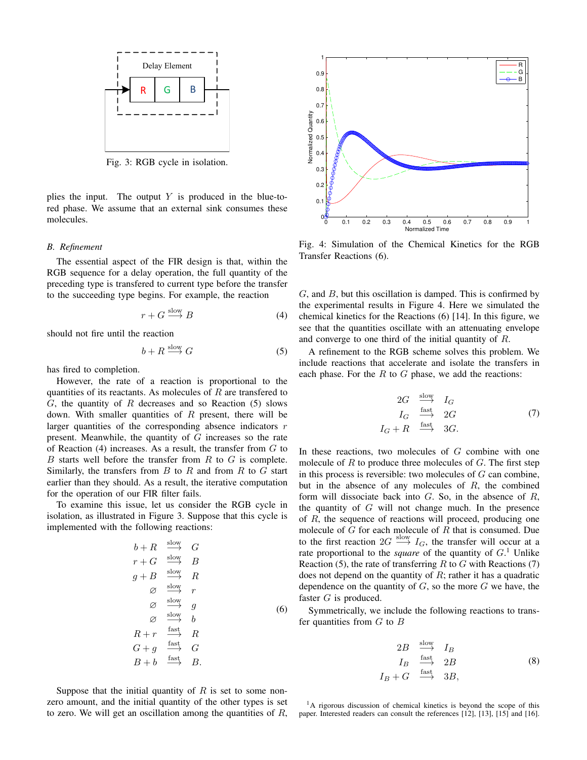Fig. 3: RGB cycle in isolation.

plies the input. The output $Y$ is produced in the blue-to-red phase. We assume that an external sink consumes these molecules.

### B. Refinement

The essential aspect of the FIR design is that, within the RGB sequence for a delay operation, the full quantity of the preceding type is transfered to current type before the transfer to the succeeding type begins. For example, the reaction

$$r + G \xrightarrow{\text{slow}} B \tag{4}$$

should not fire until the reaction

$$b + R \xrightarrow{\text{slow}} G \tag{5}$$

has fired to completion.

However, the rate of a reaction is proportional to the quantities of its reactants. As molecules of $R$ are transfered to $G$, the quantity of $R$ decreases and so Reaction (5) slows down. With smaller quantities of $R$ present, there will be larger quantities of the corresponding absence indicators $r$ present. Meanwhile, the quantity of $G$ increases so the rate of Reaction (4) increases. As a result, the transfer from $G$ to $B$ starts well before the transfer from $R$ to $G$ is complete. Similarly, the transfers from $B$ to $R$ and from $R$ to $G$ start earlier than they should. As a result, the iterative computation for the operation of our FIR filter fails.

To examine this issue, let us consider the RGB cycle in isolation, as illustrated in Figure 3. Suppose that this cycle is implemented with the following reactions:

$$
\begin{array}{rcl}
b + R & \xrightarrow{\text{slow}} & G \\
r + G & \xrightarrow{\text{slow}} & B \\
g + B & \xrightarrow{\text{slow}} & R \\
\varnothing & \xrightarrow{\text{slow}} & r \\
\varnothing & \xrightarrow{\text{slow}} & g \\
\varnothing & \xrightarrow{\text{slow}} & b \\
R + r & \xrightarrow{\text{fast}} & R \\
G + g & \xrightarrow{\text{fast}} & G \\
B + b & \xrightarrow{\text{fast}} & B.
\end{array} \tag{6}
$$

Suppose that the initial quantity of $R$ is set to some non-zero amount, and the initial quantity of the other types is set to zero. We will get an oscillation among the quantities of $R$, $G$, and $B$, but this oscillation is damped. This is confirmed by the experimental results in Figure 4. Here we simulated the chemical kinetics for the Reactions (6) [14]. In this figure, we see that the quantities oscillate with an attenuating envelope and converge to one third of the initial quantity of $R$.

Fig. 4: Simulation of the Chemical Kinetics for the RGB Transfer Reactions (6).

A refinement to the RGB scheme solves this problem. We include reactions that accelerate and isolate the transfers in each phase. For the $R$ to $G$ phase, we add the reactions:

$$
\begin{array}{rcl}
2G & \xrightarrow{\text{slow}} & I_G \\
I_G & \xrightarrow{\text{fast}} & 2G \\
I_G + R & \xrightarrow{\text{fast}} & 3G.
\end{array} \tag{7}
$$

In these reactions, two molecules of $G$ combine with one molecule of $R$ to produce three molecules of $G$. The first step in this process is reversible: two molecules of $G$ can combine, but in the absence of any molecules of $R$, the combined form will dissociate back into $G$. So, in the absence of $R$, the quantity of $G$ will not change much. In the presence of $R$, the sequence of reactions will proceed, producing one molecule of $G$ for each molecule of $R$ that is consumed. Due to the first reaction $2G \xrightarrow{\text{slow}} I_G$, the transfer will occur at a rate proportional to the *square* of the quantity of $G$.[1] Unlike Reaction (5), the rate of transferring $R$ to $G$ with Reactions (7) does not depend on the quantity of $R$; rather it has a quadratic dependence on the quantity of $G$, so the more $G$ we have, the faster $G$ is produced.

Symmetrically, we include the following reactions to transfer quantities from $G$ to $B$

$$
\begin{array}{rcl}
2B & \xrightarrow{\text{slow}} & I_B \\
I_B & \xrightarrow{\text{fast}} & 2B \\
I_B + G & \xrightarrow{\text{fast}} & 3B,
\end{array} \tag{8}
$$

[1] A rigorous discussion of chemical kinetics is beyond the scope of this paper. Interested readers can consult the references [12], [13], [15] and [16].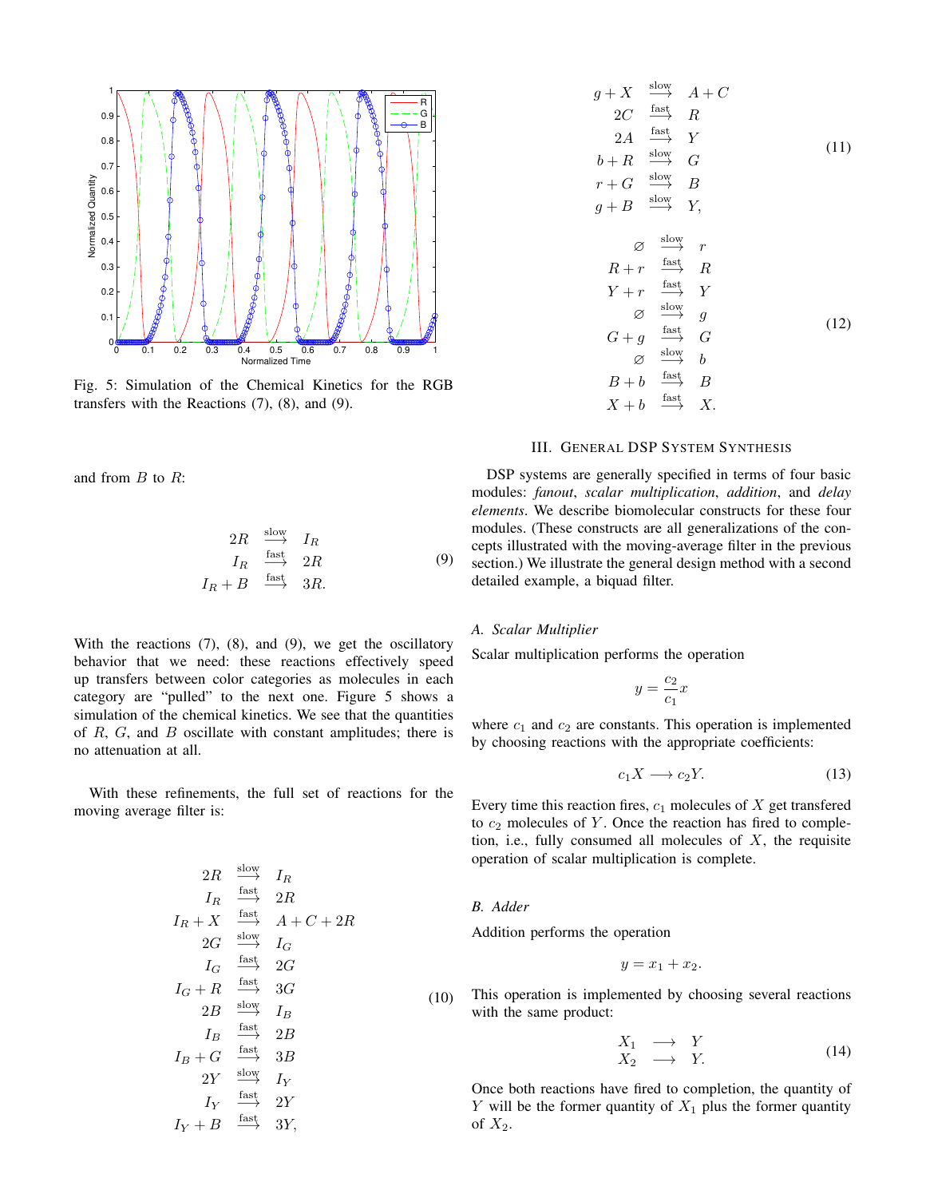Fig. 5: Simulation of the Chemical Kinetics for the RGB transfers with the Reactions (7), (8), and (9).

and from $B$ to $R$:

$$
\begin{array}{rcl}
2R & \xrightarrow{\text{slow}} & I_R \\
I_R & \xrightarrow{\text{fast}} & 2R \\
I_R + B & \xrightarrow{\text{fast}} & 3R.
\end{array} \tag{9}
$$

With the reactions (7), (8), and (9), we get the oscillatory behavior that we need: these reactions effectively speed up transfers between color categories as molecules in each category are "pulled" to the next one. Figure 5 shows a simulation of the chemical kinetics. We see that the quantities of $R$, $G$, and $B$ oscillate with constant amplitudes; there is no attenuation at all.

With these refinements, the full set of reactions for the moving average filter is:

$$
\begin{array}{rcl}
2R & \xrightarrow{\text{slow}} & I_R \\
I_R & \xrightarrow{\text{fast}} & 2R \\
I_R + X & \xrightarrow{\text{fast}} & A + C + 2R \\
2G & \xrightarrow{\text{slow}} & I_G \\
I_G & \xrightarrow{\text{fast}} & 2G \\
I_G + R & \xrightarrow{\text{fast}} & 3G \\
2B & \xrightarrow{\text{slow}} & I_B \\
I_B & \xrightarrow{\text{fast}} & 2B \\
I_B + G & \xrightarrow{\text{fast}} & 3B \\
2Y & \xrightarrow{\text{slow}} & I_Y \\
I_Y & \xrightarrow{\text{fast}} & 2Y \\
I_Y + B & \xrightarrow{\text{fast}} & 3Y,
\end{array} \tag{10}
$$

$$
\begin{array}{rcl}
g + X & \xrightarrow{\text{slow}} & A + C \\
2C & \xrightarrow{\text{fast}} & R \\
2A & \xrightarrow{\text{fast}} & Y \\
b + R & \xrightarrow{\text{slow}} & G \\
r + G & \xrightarrow{\text{slow}} & B \\
g + B & \xrightarrow{\text{slow}} & Y,
\end{array} \tag{11}
$$

$$
\begin{array}{rcl}
\varnothing & \xrightarrow{\text{slow}} & r \\
R + r & \xrightarrow{\text{fast}} & R \\
Y + r & \xrightarrow{\text{fast}} & Y \\
\varnothing & \xrightarrow{\text{slow}} & g \\
G + g & \xrightarrow{\text{fast}} & G \\
\varnothing & \xrightarrow{\text{slow}} & b \\
B + b & \xrightarrow{\text{fast}} & B \\
X + b & \xrightarrow{\text{fast}} & X.
\end{array} \tag{12}
$$

## III. General DSP System Synthesis

DSP systems are generally specified in terms of four basic modules: *fanout*, *scalar multiplication*, *addition*, and *delay elements*. We describe biomolecular constructs for these four modules. (These constructs are all generalizations of the concepts illustrated with the moving-average filter in the previous section.) We illustrate the general design method with a second detailed example, a biquad filter.

### A. Scalar Multiplier

Scalar multiplication performs the operation

$$y = \frac{c_2}{c_1} x$$

where $c_1$ and $c_2$ are constants. This operation is implemented by choosing reactions with the appropriate coefficients:

$$c_1 X \longrightarrow c_2 Y. \tag{13}$$

Every time this reaction fires, $c_1$ molecules of $X$ get transfered to $c_2$ molecules of $Y$. Once the reaction has fired to completion, i.e., fully consumed all molecules of $X$, the requisite operation of scalar multiplication is complete.

### B. Adder

Addition performs the operation

$$y = x_1 + x_2.$$

This operation is implemented by choosing several reactions with the same product:

$$
\begin{array}{rcl}
X_1 & \longrightarrow & Y \\
X_2 & \longrightarrow & Y.
\end{array} \tag{14}
$$

Once both reactions have fired to completion, the quantity of $Y$ will be the former quantity of $X_1$ plus the former quantity of $X_2$.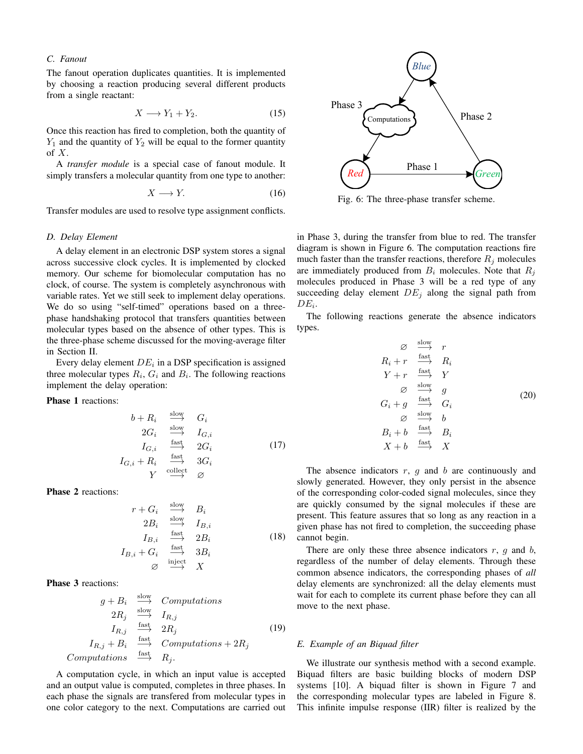### C. Fanout

The fanout operation duplicates quantities. It is implemented by choosing a reaction producing several different products from a single reactant:

$$X \longrightarrow Y_1 + Y_2. \tag{15}$$

Once this reaction has fired to completion, both the quantity of $Y_1$ and the quantity of $Y_2$ will be equal to the former quantity of $X$.

A *transfer module* is a special case of fanout module. It simply transfers a molecular quantity from one type to another:

$$X \longrightarrow Y. \tag{16}$$

Transfer modules are used to resolve type assignment conflicts.

### D. Delay Element

A delay element in an electronic DSP system stores a signal across successive clock cycles. It is implemented by clocked memory. Our scheme for biomolecular computation has no clock, of course. The system is completely asynchronous with variable rates. Yet we still seek to implement delay operations. We do so using "self-timed" operations based on a three-phase handshaking protocol that transfers quantities between molecular types based on the absence of other types. This is the three-phase scheme discussed for the moving-average filter in Section II.

Every delay element $DE_i$ in a DSP specification is assigned three molecular types $R_i$, $G_i$ and $B_i$. The following reactions implement the delay operation:

**Phase 1** reactions:

$$\begin{array}{rcl} b + R_i & \xrightarrow{\text{slow}} & G_i \\ 2G_i & \xrightarrow{\text{slow}} & I_{G,i} \\ I_{G,i} & \xrightarrow{\text{fast}} & 2G_i \\ I_{G,i} + R_i & \xrightarrow{\text{fast}} & 3G_i \\ Y & \xrightarrow{\text{collect}} & \varnothing \end{array} \tag{17}$$

**Phase 2** reactions:

$$\begin{array}{rcl} r + G_i & \xrightarrow{\text{slow}} & B_i \\ 2B_i & \xrightarrow{\text{slow}} & I_{B,i} \\ I_{B,i} & \xrightarrow{\text{fast}} & 2B_i \\ I_{B,i} + G_i & \xrightarrow{\text{fast}} & 3B_i \\ \varnothing & \xrightarrow{\text{inject}} & X \end{array} \tag{18}$$

**Phase 3** reactions:

$$\begin{array}{rcl} g + B_i & \xrightarrow{\text{slow}} & Computations \\ 2R_j & \xrightarrow{\text{slow}} & I_{R,j} \\ I_{R,j} & \xrightarrow{\text{fast}} & 2R_j \\ I_{R,j} + B_i & \xrightarrow{\text{fast}} & Computations + 2R_j \\ Computations & \xrightarrow{\text{fast}} & R_j. \end{array} \tag{19}$$

A computation cycle, in which an input value is accepted and an output value is computed, completes in three phases. In each phase the signals are transfered from molecular types in one color category to the next. Computations are carried out in Phase 3, during the transfer from blue to red. The transfer diagram is shown in Figure 6. The computation reactions fire much faster than the transfer reactions, therefore $R_j$ molecules are immediately produced from $B_i$ molecules. Note that $R_j$ molecules produced in Phase 3 will be a red type of any succeeding delay element $DE_j$ along the signal path from $DE_i$.

Fig. 6: The three-phase transfer scheme.

The following reactions generate the absence indicators types.

$$\begin{array}{rcl} \varnothing & \xrightarrow{\text{slow}} & r \\ R_i + r & \xrightarrow{\text{fast}} & R_i \\ Y + r & \xrightarrow{\text{fast}} & Y \\ \varnothing & \xrightarrow{\text{slow}} & g \\ G_i + g & \xrightarrow{\text{fast}} & G_i \\ \varnothing & \xrightarrow{\text{slow}} & b \\ B_i + b & \xrightarrow{\text{fast}} & B_i \\ X + b & \xrightarrow{\text{fast}} & X \end{array} \tag{20}$$

The absence indicators $r$, $g$ and $b$ are continuously and slowly generated. However, they only persist in the absence of the corresponding color-coded signal molecules, since they are quickly consumed by the signal molecules if these are present. This feature assures that so long as any reaction in a given phase has not fired to completion, the succeeding phase cannot begin.

There are only these three absence indicators $r$, $g$ and $b$, regardless of the number of delay elements. Through these common absence indicators, the corresponding phases of *all* delay elements are synchronized: all the delay elements must wait for each to complete its current phase before they can all move to the next phase.

### E. Example of an Biquad filter

We illustrate our synthesis method with a second example. Biquad filters are basic building blocks of modern DSP systems [10]. A biquad filter is shown in Figure 7 and the corresponding molecular types are labeled in Figure 8. This infinite impulse response (IIR) filter is realized by the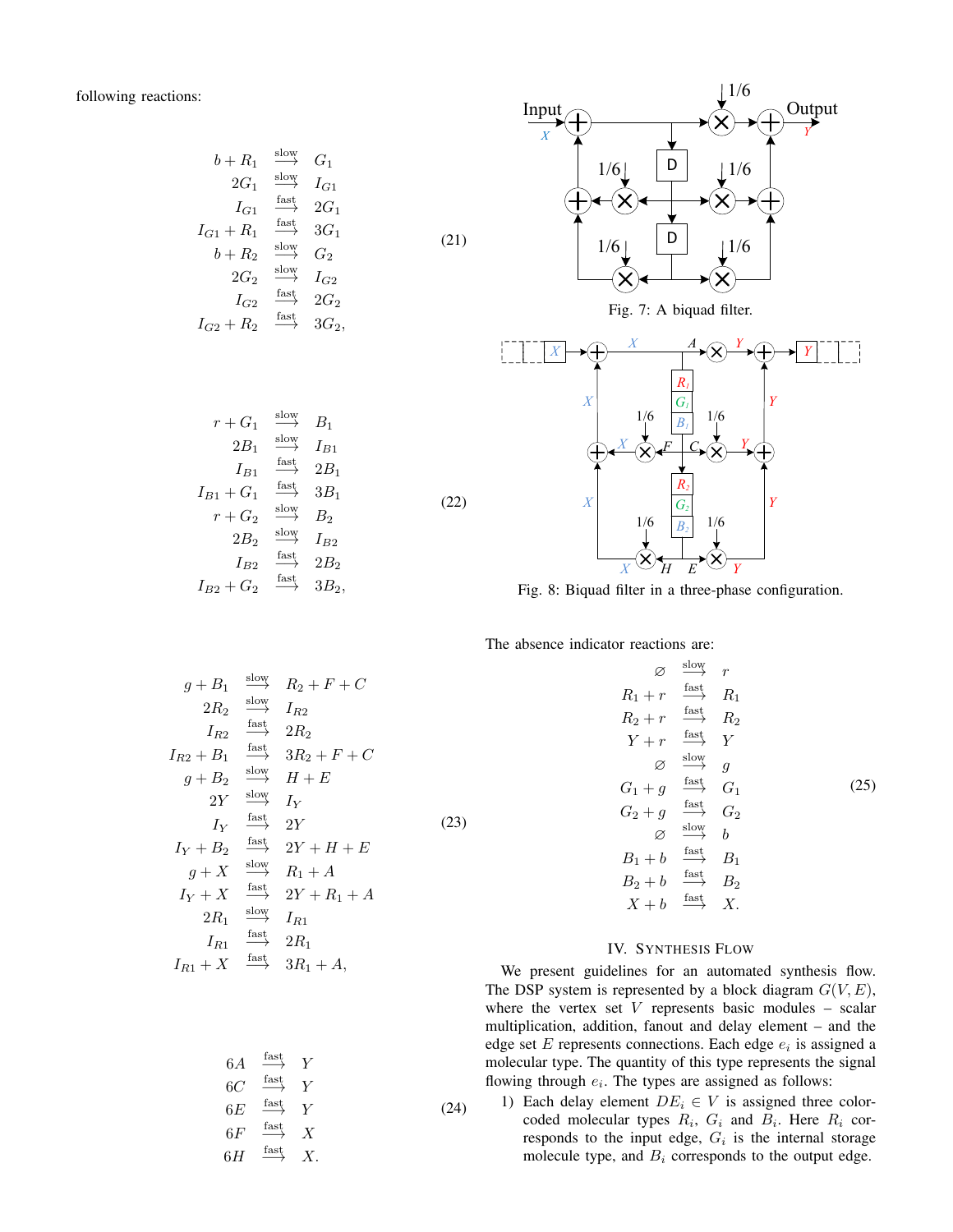following reactions:

$$
\begin{aligned}
b + R_1 &\xrightarrow{\text{slow}} G_1 \\
2G_1 &\xrightarrow{\text{slow}} I_{G1} \\
I_{G1} &\xrightarrow{\text{fast}} 2G_1 \\
I_{G1} + R_1 &\xrightarrow{\text{fast}} 3G_1 \\
b + R_2 &\xrightarrow{\text{slow}} G_2 \\
2G_2 &\xrightarrow{\text{slow}} I_{G2} \\
I_{G2} &\xrightarrow{\text{fast}} 2G_2 \\
I_{G2} + R_2 &\xrightarrow{\text{fast}} 3G_2,
\end{aligned}
\tag{21}
$$

$$
\begin{aligned}
r + G_1 &\xrightarrow{\text{slow}} B_1 \\
2B_1 &\xrightarrow{\text{slow}} I_{B1} \\
I_{B1} &\xrightarrow{\text{fast}} 2B_1 \\
I_{B1} + G_1 &\xrightarrow{\text{fast}} 3B_1 \\
r + G_2 &\xrightarrow{\text{slow}} B_2 \\
2B_2 &\xrightarrow{\text{slow}} I_{B2} \\
I_{B2} &\xrightarrow{\text{fast}} 2B_2 \\
I_{B2} + G_2 &\xrightarrow{\text{fast}} 3B_2,
\end{aligned}
\tag{22}
$$

$$
\begin{aligned}
g + B_1 &\xrightarrow{\text{slow}} R_2 + F + C \\
2R_2 &\xrightarrow{\text{slow}} I_{R2} \\
I_{R2} &\xrightarrow{\text{fast}} 2R_2 \\
I_{R2} + B_1 &\xrightarrow{\text{fast}} 3R_2 + F + C \\
g + B_2 &\xrightarrow{\text{slow}} H + E \\
2Y &\xrightarrow{\text{slow}} I_Y \\
I_Y &\xrightarrow{\text{fast}} 2Y \\
I_Y + B_2 &\xrightarrow{\text{fast}} 2Y + H + E \\
g + X &\xrightarrow{\text{slow}} R_1 + A \\
I_Y + X &\xrightarrow{\text{fast}} 2Y + R_1 + A \\
2R_1 &\xrightarrow{\text{slow}} I_{R1} \\
I_{R1} &\xrightarrow{\text{fast}} 2R_1 \\
I_{R1} + X &\xrightarrow{\text{fast}} 3R_1 + A,
\end{aligned}
\tag{23}
$$

$$
\begin{aligned}
6A &\xrightarrow{\text{fast}} Y \\
6C &\xrightarrow{\text{fast}} Y \\
6E &\xrightarrow{\text{fast}} Y \\
6F &\xrightarrow{\text{fast}} X \\
6H &\xrightarrow{\text{fast}} X.
\end{aligned}
\tag{24}
$$

Fig. 7: A biquad filter.

Fig. 8: Biquad filter in a three-phase configuration.

The absence indicator reactions are:

$$
\begin{aligned}
\varnothing &\xrightarrow{\text{slow}} r \\
R_1 + r &\xrightarrow{\text{fast}} R_1 \\
R_2 + r &\xrightarrow{\text{fast}} R_2 \\
Y + r &\xrightarrow{\text{fast}} Y \\
\varnothing &\xrightarrow{\text{slow}} g \\
G_1 + g &\xrightarrow{\text{fast}} G_1 \\
G_2 + g &\xrightarrow{\text{fast}} G_2 \\
\varnothing &\xrightarrow{\text{slow}} b \\
B_1 + b &\xrightarrow{\text{fast}} B_1 \\
B_2 + b &\xrightarrow{\text{fast}} B_2 \\
X + b &\xrightarrow{\text{fast}} X.
\end{aligned}
\tag{25}
$$

## IV. Synthesis Flow

We present guidelines for an automated synthesis flow. The DSP system is represented by a block diagram $G(V, E)$, where the vertex set $V$ represents basic modules – scalar multiplication, addition, fanout and delay element – and the edge set $E$ represents connections. Each edge $e_i$ is assigned a molecular type. The quantity of this type represents the signal flowing through $e_i$. The types are assigned as follows:

1) Each delay element $DE_i \in V$ is assigned three color-coded molecular types $R_i$, $G_i$ and $B_i$. Here $R_i$ corresponds to the input edge, $G_i$ is the internal storage molecule type, and $B_i$ corresponds to the output edge.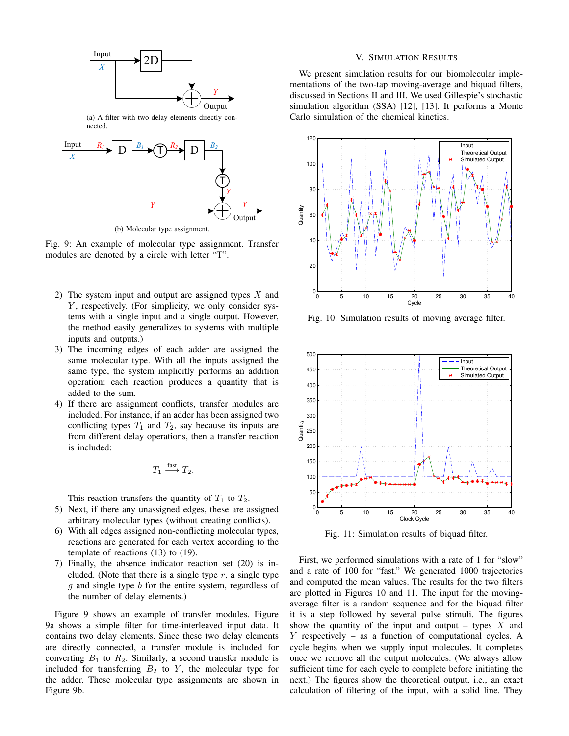(a) A filter with two delay elements directly connected.

(b) Molecular type assignment.

Fig. 9: An example of molecular type assignment. Transfer modules are denoted by a circle with letter "T".

2) The system input and output are assigned types $X$ and $Y$, respectively. (For simplicity, we only consider systems with a single input and a single output. However, the method easily generalizes to systems with multiple inputs and outputs.)
3) The incoming edges of each adder are assigned the same molecular type. With all the inputs assigned the same type, the system implicitly performs an addition operation: each reaction produces a quantity that is added to the sum.
4) If there are assignment conflicts, transfer modules are included. For instance, if an adder has been assigned two conflicting types $T_1$ and $T_2$, say because its inputs are from different delay operations, then a transfer reaction is included:

$$T_1 \xrightarrow{\text{fast}} T_2.$$

This reaction transfers the quantity of $T_1$ to $T_2$.
5) Next, if there any unassigned edges, these are assigned arbitrary molecular types (without creating conflicts).
6) With all edges assigned non-conflicting molecular types, reactions are generated for each vertex according to the template of reactions (13) to (19).
7) Finally, the absence indicator reaction set (20) is included. (Note that there is a single type $r$, a single type $g$ and single type $b$ for the entire system, regardless of the number of delay elements.)

Figure 9 shows an example of transfer modules. Figure 9a shows a simple filter for time-interleaved input data. It contains two delay elements. Since these two delay elements are directly connected, a transfer module is included for converting $B_1$ to $R_2$. Similarly, a second transfer module is included for transferring $B_2$ to $Y$, the molecular type for the adder. These molecular type assignments are shown in Figure 9b.

## V. Simulation Results

We present simulation results for our biomolecular implementations of the two-tap moving-average and biquad filters, discussed in Sections II and III. We used Gillespie's stochastic simulation algorithm (SSA) [12], [13]. It performs a Monte Carlo simulation of the chemical kinetics.

Fig. 10: Simulation results of moving average filter.

Fig. 11: Simulation results of biquad filter.

First, we performed simulations with a rate of 1 for "slow" and a rate of 100 for "fast." We generated 1000 trajectories and computed the mean values. The results for the two filters are plotted in Figures 10 and 11. The input for the moving-average filter is a random sequence and for the biquad filter it is a step followed by several pulse stimuli. The figures show the quantity of the input and output – types $X$ and $Y$ respectively – as a function of computational cycles. A cycle begins when we supply input molecules. It completes once we remove all the output molecules. (We always allow sufficient time for each cycle to complete before initiating the next.) The figures show the theoretical output, i.e., an exact calculation of filtering of the input, with a solid line. They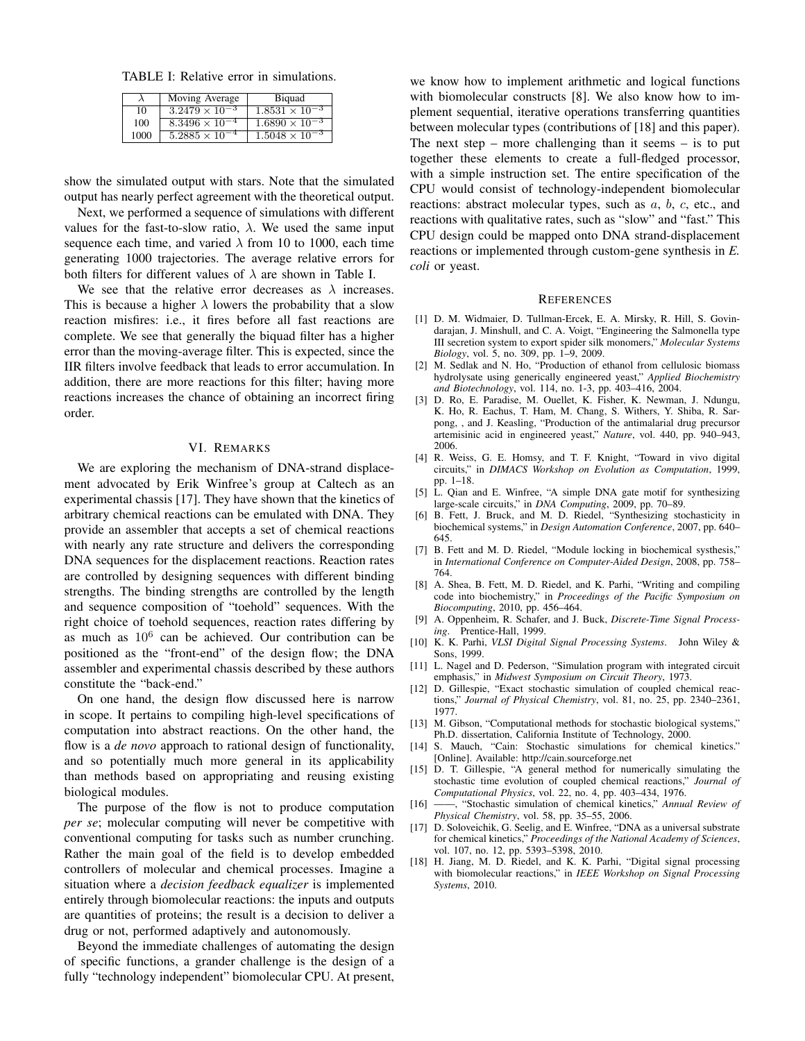TABLE I: Relative error in simulations.

| $\lambda$ | Moving Average | Biquad |
|---|---|---|
| 10 | $3.2479 \times 10^{-3}$ | $1.8531 \times 10^{-3}$ |
| 100 | $8.3496 \times 10^{-4}$ | $1.6890 \times 10^{-3}$ |
| 1000 | $5.2885 \times 10^{-4}$ | $1.5048 \times 10^{-3}$ |

show the simulated output with stars. Note that the simulated output has nearly perfect agreement with the theoretical output.

Next, we performed a sequence of simulations with different values for the fast-to-slow ratio, $\lambda$. We used the same input sequence each time, and varied $\lambda$ from 10 to 1000, each time generating 1000 trajectories. The average relative errors for both filters for different values of $\lambda$ are shown in Table I.

We see that the relative error decreases as $\lambda$ increases. This is because a higher $\lambda$ lowers the probability that a slow reaction misfires: i.e., it fires before all fast reactions are complete. We see that generally the biquad filter has a higher error than the moving-average filter. This is expected, since the IIR filters involve feedback that leads to error accumulation. In addition, there are more reactions for this filter; having more reactions increases the chance of obtaining an incorrect firing order.

## VI. Remarks

We are exploring the mechanism of DNA-strand displacement advocated by Erik Winfree's group at Caltech as an experimental chassis [17]. They have shown that the kinetics of arbitrary chemical reactions can be emulated with DNA. They provide an assembler that accepts a set of chemical reactions with nearly any rate structure and delivers the corresponding DNA sequences for the displacement reactions. Reaction rates are controlled by designing sequences with different binding strengths. The binding strengths are controlled by the length and sequence composition of "toehold" sequences. With the right choice of toehold sequences, reaction rates differing by as much as $10^6$ can be achieved. Our contribution can be positioned as the "front-end" of the design flow; the DNA assembler and experimental chassis described by these authors constitute the "back-end."

On one hand, the design flow discussed here is narrow in scope. It pertains to compiling high-level specifications of computation into abstract reactions. On the other hand, the flow is a *de novo* approach to rational design of functionality, and so potentially much more general in its applicability than methods based on appropriating and reusing existing biological modules.

The purpose of the flow is not to produce computation *per se*; molecular computing will never be competitive with conventional computing for tasks such as number crunching. Rather the main goal of the field is to develop embedded controllers of molecular and chemical processes. Imagine a situation where a *decision feedback equalizer* is implemented entirely through biomolecular reactions: the inputs and outputs are quantities of proteins; the result is a decision to deliver a drug or not, performed adaptively and autonomously.

Beyond the immediate challenges of automating the design of specific functions, a grander challenge is the design of a fully "technology independent" biomolecular CPU. At present, we know how to implement arithmetic and logical functions with biomolecular constructs [8]. We also know how to implement sequential, iterative operations transferring quantities between molecular types (contributions of [18] and this paper). The next step – more challenging than it seems – is to put together these elements to create a full-fledged processor, with a simple instruction set. The entire specification of the CPU would consist of technology-independent biomolecular reactions: abstract molecular types, such as $a$, $b$, $c$, etc., and reactions with qualitative rates, such as "slow" and "fast." This CPU design could be mapped onto DNA strand-displacement reactions or implemented through custom-gene synthesis in *E. coli* or yeast.

## References

[1] D. M. Widmaier, D. Tullman-Ercek, E. A. Mirsky, R. Hill, S. Govindarajan, J. Minshull, and C. A. Voigt, "Engineering the Salmonella type III secretion system to export spider silk monomers," *Molecular Systems Biology*, vol. 5, no. 309, pp. 1–9, 2009.

[2] M. Sedlak and N. Ho, "Production of ethanol from cellulosic biomass hydrolysate using generically engineered yeast," *Applied Biochemistry and Biotechnology*, vol. 114, no. 1-3, pp. 403–416, 2004.

[3] D. Ro, E. Paradise, M. Ouellet, K. Fisher, K. Newman, J. Ndungu, K. Ho, R. Eachus, T. Ham, M. Chang, S. Withers, Y. Shiba, R. Sarpong, , and J. Keasling, "Production of the antimalarial drug precursor artemisinic acid in engineered yeast," *Nature*, vol. 440, pp. 940–943, 2006.

[4] R. Weiss, G. E. Homsy, and T. F. Knight, "Toward in vivo digital circuits," in *DIMACS Workshop on Evolution as Computation*, 1999, pp. 1–18.

[5] L. Qian and E. Winfree, "A simple DNA gate motif for synthesizing large-scale circuits," in *DNA Computing*, 2009, pp. 70–89.

[6] B. Fett, J. Bruck, and M. D. Riedel, "Synthesizing stochasticity in biochemical systems," in *Design Automation Conference*, 2007, pp. 640–645.

[7] B. Fett and M. D. Riedel, "Module locking in biochemical synthesis," in *International Conference on Computer-Aided Design*, 2008, pp. 758–764.

[8] A. Shea, B. Fett, M. D. Riedel, and K. Parhi, "Writing and compiling code into biochemistry," in *Proceedings of the Pacific Symposium on Biocomputing*, 2010, pp. 456–464.

[9] A. Oppenheim, R. Schafer, and J. Buck, *Discrete-Time Signal Processing*. Prentice-Hall, 1999.

[10] K. K. Parhi, *VLSI Digital Signal Processing Systems*. John Wiley & Sons, 1999.

[11] L. Nagel and D. Pederson, "Simulation program with integrated circuit emphasis," in *Midwest Symposium on Circuit Theory*, 1973.

[12] D. Gillespie, "Exact stochastic simulation of coupled chemical reactions," *Journal of Physical Chemistry*, vol. 81, no. 25, pp. 2340–2361, 1977.

[13] M. Gibson, "Computational methods for stochastic biological systems," Ph.D. dissertation, California Institute of Technology, 2000.

[14] S. Mauch, "Cain: Stochastic simulations for chemical kinetics." [Online]. Available: http://cain.sourceforge.net

[15] D. T. Gillespie, "A general method for numerically simulating the stochastic time evolution of coupled chemical reactions," *Journal of Computational Physics*, vol. 22, no. 4, pp. 403–434, 1976.

[16] ——, "Stochastic simulation of chemical kinetics," *Annual Review of Physical Chemistry*, vol. 58, pp. 35–55, 2006.

[17] D. Soloveichik, G. Seelig, and E. Winfree, "DNA as a universal substrate for chemical kinetics," *Proceedings of the National Academy of Sciences*, vol. 107, no. 12, pp. 5393–5398, 2010.

[18] H. Jiang, M. D. Riedel, and K. K. Parhi, "Digital signal processing with biomolecular reactions," in *IEEE Workshop on Signal Processing Systems*, 2010.